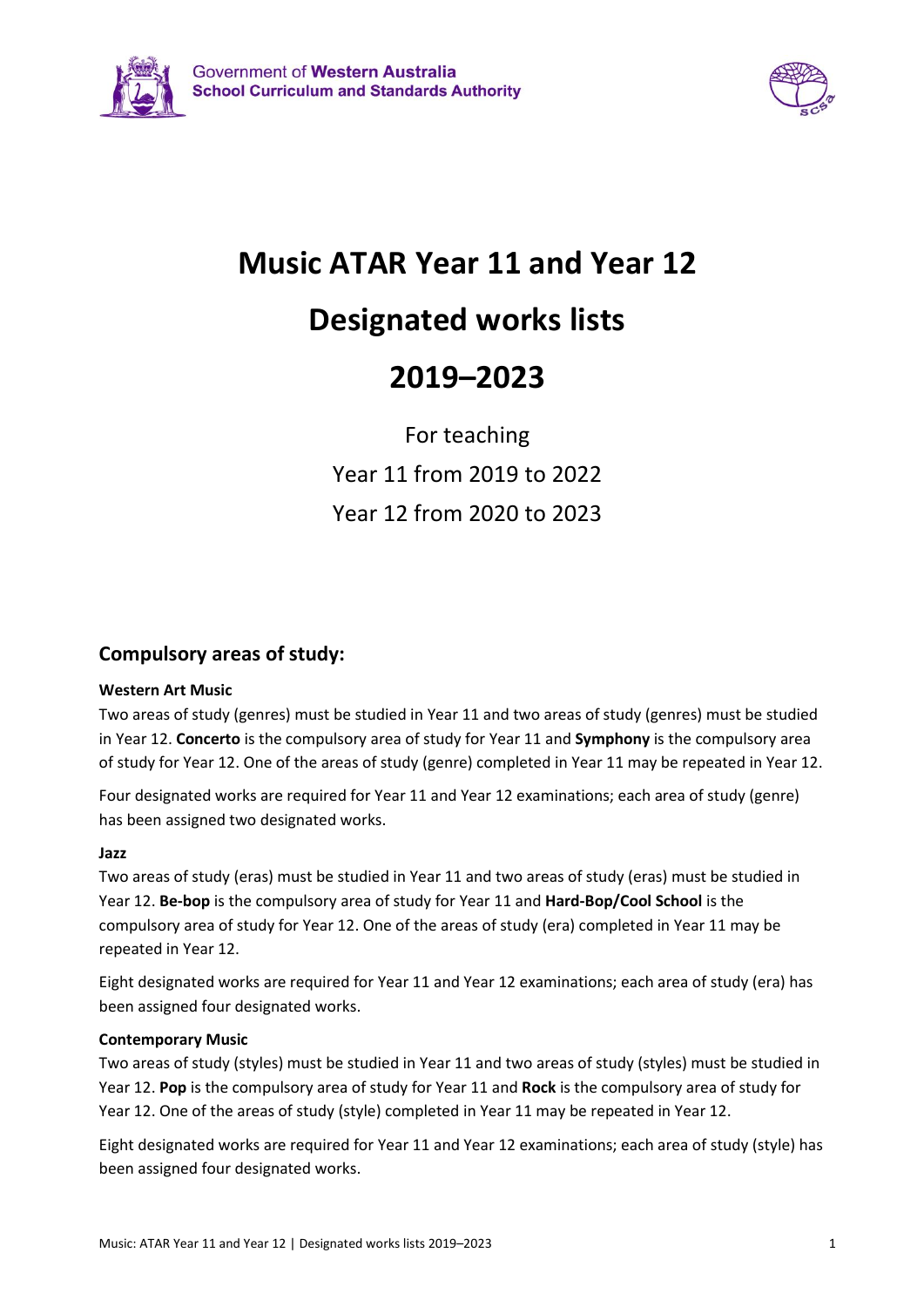Government of **Western Australia**
**School Curriculum and Standards Authority**

# Music ATAR Year 11 and Year 12

# Designated works lists

# 2019–2023

For teaching

Year 11 from 2019 to 2022

Year 12 from 2020 to 2023

## Compulsory areas of study:

#### Western Art Music

Two areas of study (genres) must be studied in Year 11 and two areas of study (genres) must be studied in Year 12. **Concerto** is the compulsory area of study for Year 11 and **Symphony** is the compulsory area of study for Year 12. One of the areas of study (genre) completed in Year 11 may be repeated in Year 12.

Four designated works are required for Year 11 and Year 12 examinations; each area of study (genre) has been assigned two designated works.

#### Jazz

Two areas of study (eras) must be studied in Year 11 and two areas of study (eras) must be studied in Year 12. **Be-bop** is the compulsory area of study for Year 11 and **Hard-Bop/Cool School** is the compulsory area of study for Year 12. One of the areas of study (era) completed in Year 11 may be repeated in Year 12.

Eight designated works are required for Year 11 and Year 12 examinations; each area of study (era) has been assigned four designated works.

#### Contemporary Music

Two areas of study (styles) must be studied in Year 11 and two areas of study (styles) must be studied in Year 12. **Pop** is the compulsory area of study for Year 11 and **Rock** is the compulsory area of study for Year 12. One of the areas of study (style) completed in Year 11 may be repeated in Year 12.

Eight designated works are required for Year 11 and Year 12 examinations; each area of study (style) has been assigned four designated works.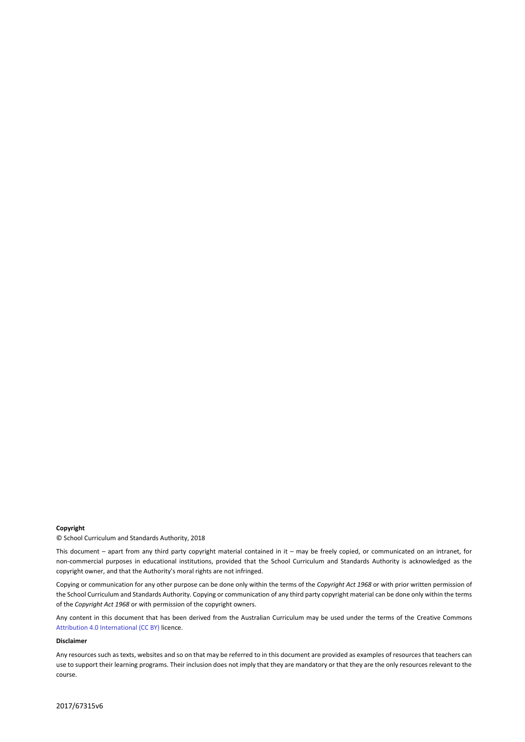**Copyright**

© School Curriculum and Standards Authority, 2018

This document – apart from any third party copyright material contained in it – may be freely copied, or communicated on an intranet, for non-commercial purposes in educational institutions, provided that the School Curriculum and Standards Authority is acknowledged as the copyright owner, and that the Authority's moral rights are not infringed.

Copying or communication for any other purpose can be done only within the terms of the *Copyright Act 1968* or with prior written permission of the School Curriculum and Standards Authority. Copying or communication of any third party copyright material can be done only within the terms of the *Copyright Act 1968* or with permission of the copyright owners.

Any content in this document that has been derived from the Australian Curriculum may be used under the terms of the Creative Commons Attribution 4.0 International (CC BY) licence.

**Disclaimer**

Any resources such as texts, websites and so on that may be referred to in this document are provided as examples of resources that teachers can use to support their learning programs. Their inclusion does not imply that they are mandatory or that they are the only resources relevant to the course.

2017/67315v6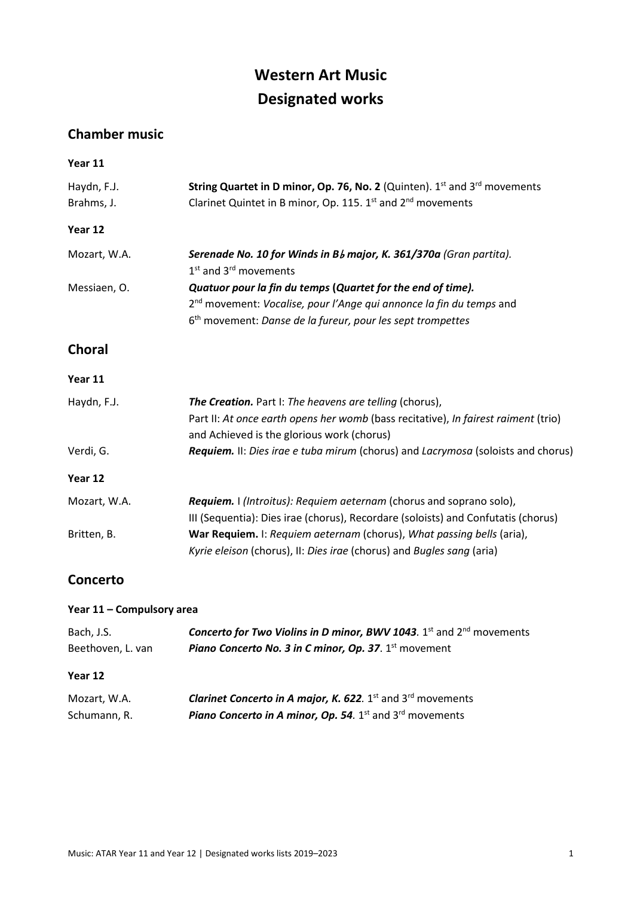// Western Art Music

# Western Art Music
# Designated works

## Chamber music

**Year 11**

| | |
|---|---|
| Haydn, F.J. | **String Quartet in D minor, Op. 76, No. 2** (Quinten). 1st and 3rd movements |
| Brahms, J. | Clarinet Quintet in B minor, Op. 115. 1st and 2nd movements |

**Year 12**

| | |
|---|---|
| Mozart, W.A. | ***Serenade No. 10 for Winds in B♭ major, K. 361/370a*** *(Gran partita).* 1st and 3rd movements |
| Messiaen, O. | ***Quatuor pour la fin du temps*** **(*Quartet for the end of time*).** 2nd movement: *Vocalise, pour l'Ange qui annonce la fin du temps* and 6th movement: *Danse de la fureur, pour les sept trompettes* |

## Choral

**Year 11**

| | |
|---|---|
| Haydn, F.J. | ***The Creation.*** Part I: *The heavens are telling* (chorus), Part II: *At once earth opens her womb* (bass recitative), *In fairest raiment* (trio) and Achieved is the glorious work (chorus) |
| Verdi, G. | ***Requiem.*** II: *Dies irae e tuba mirum* (chorus) and *Lacrymosa* (soloists and chorus) |

**Year 12**

| | |
|---|---|
| Mozart, W.A. | ***Requiem.*** I *(Introitus): Requiem aeternam* (chorus and soprano solo), III (Sequentia): Dies irae (chorus), Recordare (soloists) and Confutatis (chorus) |
| Britten, B. | **War Requiem.** I: *Requiem aeternam* (chorus), *What passing bells* (aria), *Kyrie eleison* (chorus), II: *Dies irae* (chorus) and *Bugles sang* (aria) |

## Concerto

**Year 11 – Compulsory area**

| | |
|---|---|
| Bach, J.S. | ***Concerto for Two Violins in D minor, BWV 1043***. 1st and 2nd movements |
| Beethoven, L. van | ***Piano Concerto No. 3 in C minor, Op. 37***. 1st movement |

**Year 12**

| | |
|---|---|
| Mozart, W.A. | ***Clarinet Concerto in A major, K. 622***. 1st and 3rd movements |
| Schumann, R. | ***Piano Concerto in A minor, Op. 54***. 1st and 3rd movements |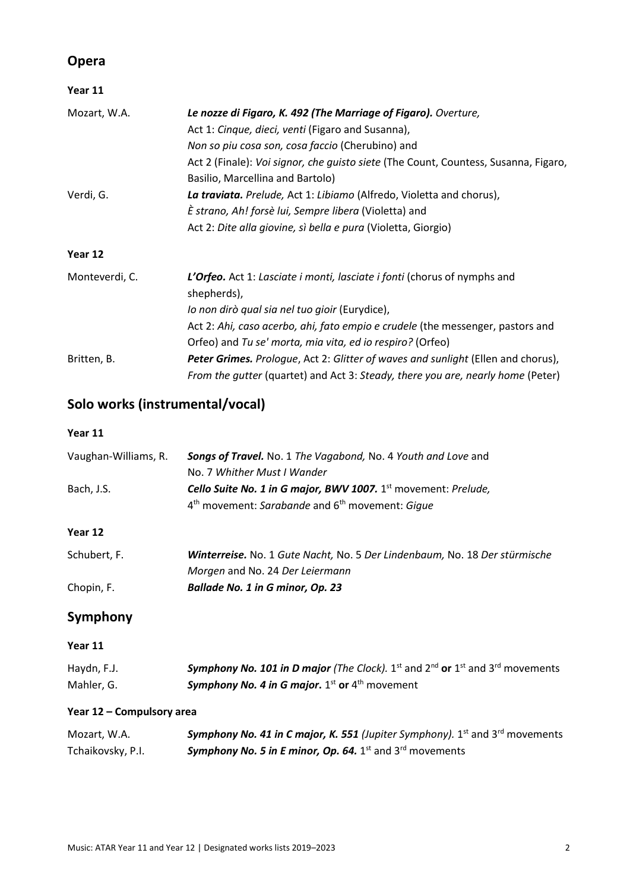## Opera

### Year 11

| | |
|---|---|
| Mozart, W.A. | ***Le nozze di Figaro, K. 492 (The Marriage of Figaro).*** *Overture,* Act 1: *Cinque, dieci, venti* (Figaro and Susanna), *Non so piu cosa son, cosa faccio* (Cherubino) and Act 2 (Finale): *Voi signor, che guisto siete* (The Count, Countess, Susanna, Figaro, Basilio, Marcellina and Bartolo) |
| Verdi, G. | ***La traviata.*** *Prelude,* Act 1: *Libiamo* (Alfredo, Violetta and chorus), *È strano, Ah! forsè lui, Sempre libera* (Violetta) and Act 2: *Dite alla giovine, sì bella e pura* (Violetta, Giorgio) |

### Year 12

| | |
|---|---|
| Monteverdi, C. | ***L'Orfeo.*** Act 1: *Lasciate i monti, lasciate i fonti* (chorus of nymphs and shepherds), *Io non dirò qual sia nel tuo gioir* (Eurydice), Act 2: *Ahi, caso acerbo, ahi, fato empio e crudele* (the messenger, pastors and Orfeo) and *Tu se' morta, mia vita, ed io respiro?* (Orfeo) |
| Britten, B. | ***Peter Grimes.*** *Prologue*, Act 2: *Glitter of waves and sunlight* (Ellen and chorus), *From the gutter* (quartet) and Act 3: *Steady, there you are, nearly home* (Peter) |

## Solo works (instrumental/vocal)

### Year 11

| | |
|---|---|
| Vaughan-Williams, R. | ***Songs of Travel.*** No. 1 *The Vagabond,* No. 4 *Youth and Love* and No. 7 *Whither Must I Wander* |
| Bach, J.S. | ***Cello Suite No. 1 in G major, BWV 1007.*** 1st movement: *Prelude,* 4th movement: *Sarabande* and 6th movement: *Gigue* |

### Year 12

| | |
|---|---|
| Schubert, F. | ***Winterreise.*** No. 1 *Gute Nacht,* No. 5 *Der Lindenbaum,* No. 18 *Der stürmische Morgen* and No. 24 *Der Leiermann* |
| Chopin, F. | ***Ballade No. 1 in G minor, Op. 23*** |

## Symphony

### Year 11

| | |
|---|---|
| Haydn, F.J. | ***Symphony No. 101 in D major*** *(The Clock).* 1st and 2nd **or** 1st and 3rd movements |
| Mahler, G. | ***Symphony No. 4 in G major***. 1st **or** 4th movement |

### Year 12 – Compulsory area

| | |
|---|---|
| Mozart, W.A. | ***Symphony No. 41 in C major, K. 551*** *(Jupiter Symphony).* 1st and 3rd movements |
| Tchaikovsky, P.I. | ***Symphony No. 5 in E minor, Op. 64.*** 1st and 3rd movements |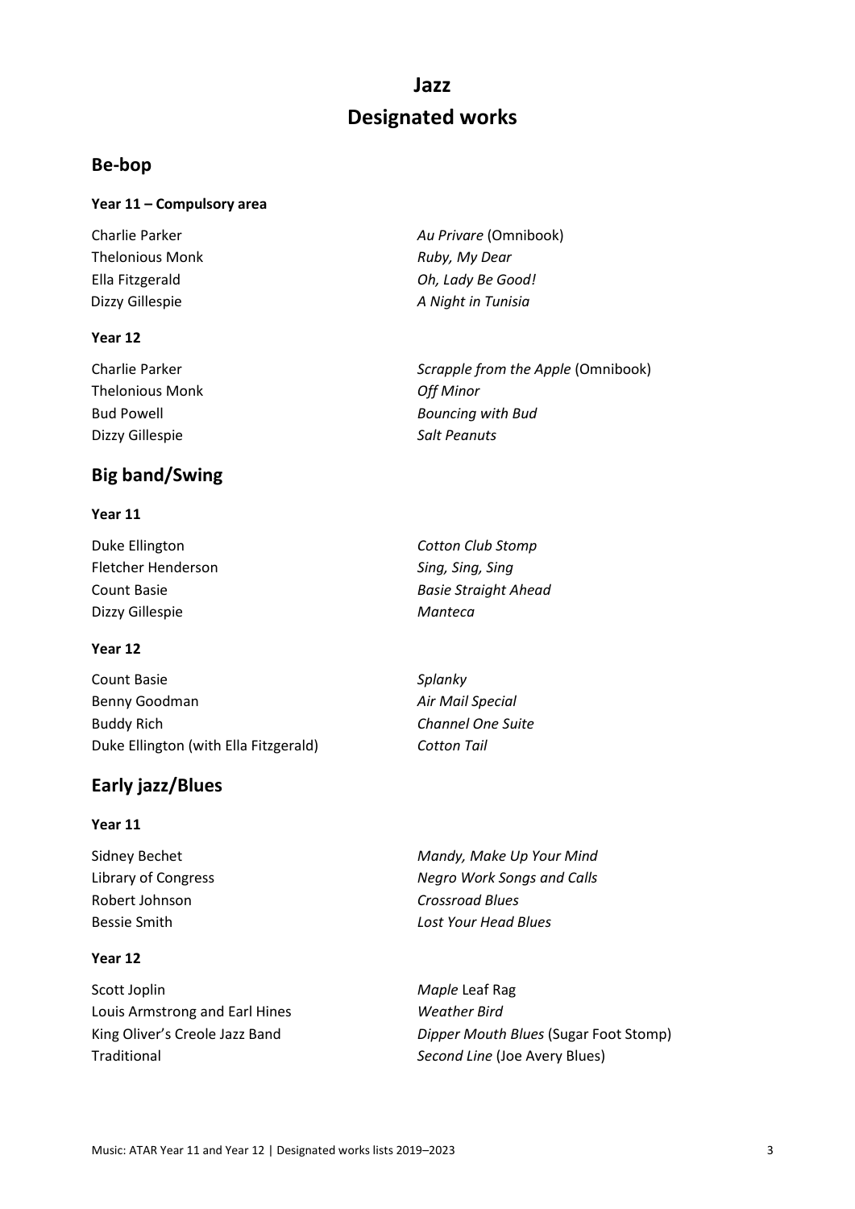# Jazz

# Designated works

## Be-bop

**Year 11 – Compulsory area**

| | |
|---|---|
| Charlie Parker | *Au Privare* (Omnibook) |
| Thelonious Monk | *Ruby, My Dear* |
| Ella Fitzgerald | *Oh, Lady Be Good!* |
| Dizzy Gillespie | *A Night in Tunisia* |

**Year 12**

| | |
|---|---|
| Charlie Parker | *Scrapple from the Apple* (Omnibook) |
| Thelonious Monk | *Off Minor* |
| Bud Powell | *Bouncing with Bud* |
| Dizzy Gillespie | *Salt Peanuts* |

## Big band/Swing

**Year 11**

| | |
|---|---|
| Duke Ellington | *Cotton Club Stomp* |
| Fletcher Henderson | *Sing, Sing, Sing* |
| Count Basie | *Basie Straight Ahead* |
| Dizzy Gillespie | *Manteca* |

**Year 12**

| | |
|---|---|
| Count Basie | *Splanky* |
| Benny Goodman | *Air Mail Special* |
| Buddy Rich | *Channel One Suite* |
| Duke Ellington (with Ella Fitzgerald) | *Cotton Tail* |

## Early jazz/Blues

**Year 11**

| | |
|---|---|
| Sidney Bechet | *Mandy, Make Up Your Mind* |
| Library of Congress | *Negro Work Songs and Calls* |
| Robert Johnson | *Crossroad Blues* |
| Bessie Smith | *Lost Your Head Blues* |

**Year 12**

| | |
|---|---|
| Scott Joplin | *Maple* Leaf Rag |
| Louis Armstrong and Earl Hines | *Weather Bird* |
| King Oliver's Creole Jazz Band | *Dipper Mouth Blues* (Sugar Foot Stomp) |
| Traditional | *Second Line* (Joe Avery Blues) |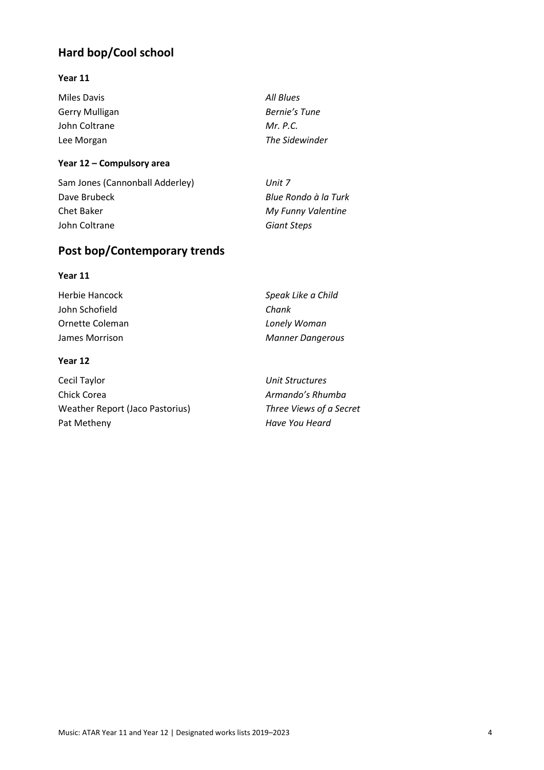## Hard bop/Cool school

**Year 11**

| | |
|---|---|
| Miles Davis | *All Blues* |
| Gerry Mulligan | *Bernie's Tune* |
| John Coltrane | *Mr. P.C.* |
| Lee Morgan | *The Sidewinder* |

**Year 12 – Compulsory area**

| | |
|---|---|
| Sam Jones (Cannonball Adderley) | *Unit 7* |
| Dave Brubeck | *Blue Rondo à la Turk* |
| Chet Baker | *My Funny Valentine* |
| John Coltrane | *Giant Steps* |

## Post bop/Contemporary trends

**Year 11**

| | |
|---|---|
| Herbie Hancock | *Speak Like a Child* |
| John Schofield | *Chank* |
| Ornette Coleman | *Lonely Woman* |
| James Morrison | *Manner Dangerous* |

**Year 12**

| | |
|---|---|
| Cecil Taylor | *Unit Structures* |
| Chick Corea | *Armando's Rhumba* |
| Weather Report (Jaco Pastorius) | *Three Views of a Secret* |
| Pat Metheny | *Have You Heard* |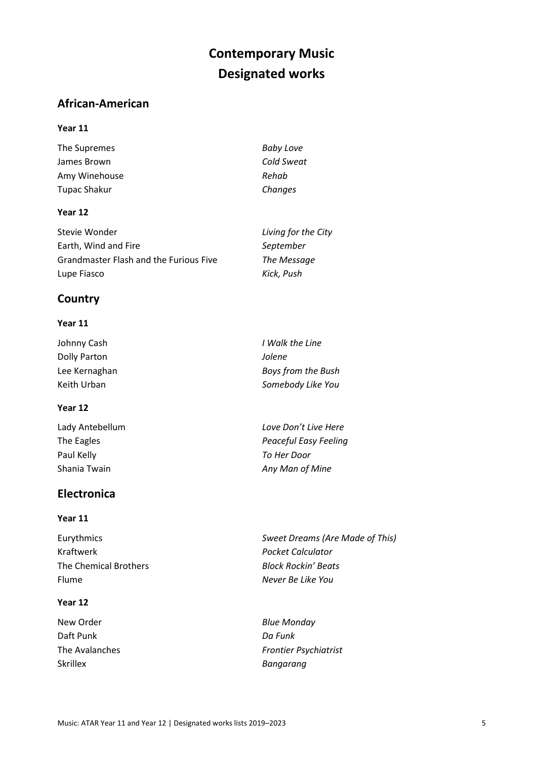# Contemporary Music
# Designated works

## African-American

### Year 11

| | |
|---|---|
| The Supremes | *Baby Love* |
| James Brown | *Cold Sweat* |
| Amy Winehouse | *Rehab* |
| Tupac Shakur | *Changes* |

### Year 12

| | |
|---|---|
| Stevie Wonder | *Living for the City* |
| Earth, Wind and Fire | *September* |
| Grandmaster Flash and the Furious Five | *The Message* |
| Lupe Fiasco | *Kick, Push* |

## Country

### Year 11

| | |
|---|---|
| Johnny Cash | *I Walk the Line* |
| Dolly Parton | *Jolene* |
| Lee Kernaghan | *Boys from the Bush* |
| Keith Urban | *Somebody Like You* |

### Year 12

| | |
|---|---|
| Lady Antebellum | *Love Don't Live Here* |
| The Eagles | *Peaceful Easy Feeling* |
| Paul Kelly | *To Her Door* |
| Shania Twain | *Any Man of Mine* |

## Electronica

### Year 11

| | |
|---|---|
| Eurythmics | *Sweet Dreams (Are Made of This)* |
| Kraftwerk | *Pocket Calculator* |
| The Chemical Brothers | *Block Rockin' Beats* |
| Flume | *Never Be Like You* |

### Year 12

| | |
|---|---|
| New Order | *Blue Monday* |
| Daft Punk | *Da Funk* |
| The Avalanches | *Frontier Psychiatrist* |
| Skrillex | *Bangarang* |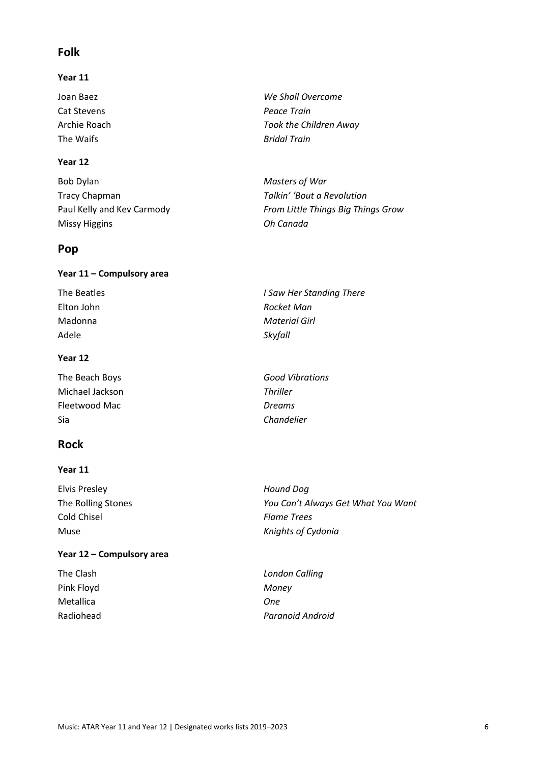## Folk

### Year 11

| | |
|---|---|
| Joan Baez | *We Shall Overcome* |
| Cat Stevens | *Peace Train* |
| Archie Roach | *Took the Children Away* |
| The Waifs | *Bridal Train* |

### Year 12

| | |
|---|---|
| Bob Dylan | *Masters of War* |
| Tracy Chapman | *Talkin' 'Bout a Revolution* |
| Paul Kelly and Kev Carmody | *From Little Things Big Things Grow* |
| Missy Higgins | *Oh Canada* |

## Pop

### Year 11 – Compulsory area

| | |
|---|---|
| The Beatles | *I Saw Her Standing There* |
| Elton John | *Rocket Man* |
| Madonna | *Material Girl* |
| Adele | *Skyfall* |

### Year 12

| | |
|---|---|
| The Beach Boys | *Good Vibrations* |
| Michael Jackson | *Thriller* |
| Fleetwood Mac | *Dreams* |
| Sia | *Chandelier* |

## Rock

### Year 11

| | |
|---|---|
| Elvis Presley | *Hound Dog* |
| The Rolling Stones | *You Can't Always Get What You Want* |
| Cold Chisel | *Flame Trees* |
| Muse | *Knights of Cydonia* |

### Year 12 – Compulsory area

| | |
|---|---|
| The Clash | *London Calling* |
| Pink Floyd | *Money* |
| Metallica | *One* |
| Radiohead | *Paranoid Android* |